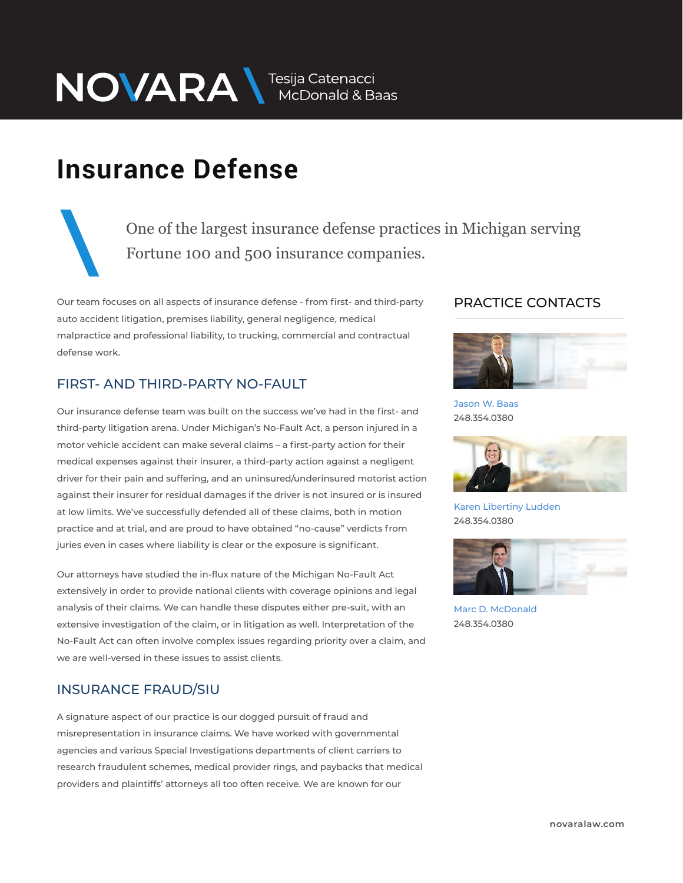# NOVARA \ Tesija Catenacci McDonald & Baas

# Insurance Defense

> One of the largest insurance defense practices in Michigan serving Fortune 100 and 500 insurance companies.

Our team focuses on all aspects of insurance defense - from first- and third-party auto accident litigation, premises liability, general negligence, medical malpractice and professional liability, to trucking, commercial and contractual defense work.

## FIRST- AND THIRD-PARTY NO-FAULT

Our insurance defense team was built on the success we've had in the first- and third-party litigation arena. Under Michigan's No-Fault Act, a person injured in a motor vehicle accident can make several claims – a first-party action for their medical expenses against their insurer, a third-party action against a negligent driver for their pain and suffering, and an uninsured/underinsured motorist action against their insurer for residual damages if the driver is not insured or is insured at low limits. We've successfully defended all of these claims, both in motion practice and at trial, and are proud to have obtained "no-cause" verdicts from juries even in cases where liability is clear or the exposure is significant.

Our attorneys have studied the in-flux nature of the Michigan No-Fault Act extensively in order to provide national clients with coverage opinions and legal analysis of their claims. We can handle these disputes either pre-suit, with an extensive investigation of the claim, or in litigation as well. Interpretation of the No-Fault Act can often involve complex issues regarding priority over a claim, and we are well-versed in these issues to assist clients.

## INSURANCE FRAUD/SIU

A signature aspect of our practice is our dogged pursuit of fraud and misrepresentation in insurance claims. We have worked with governmental agencies and various Special Investigations departments of client carriers to research fraudulent schemes, medical provider rings, and paybacks that medical providers and plaintiffs' attorneys all too often receive. We are known for our

## PRACTICE CONTACTS

Jason W. Baas
248.354.0380

Karen Libertiny Ludden
248.354.0380

Marc D. McDonald
248.354.0380

novaralaw.com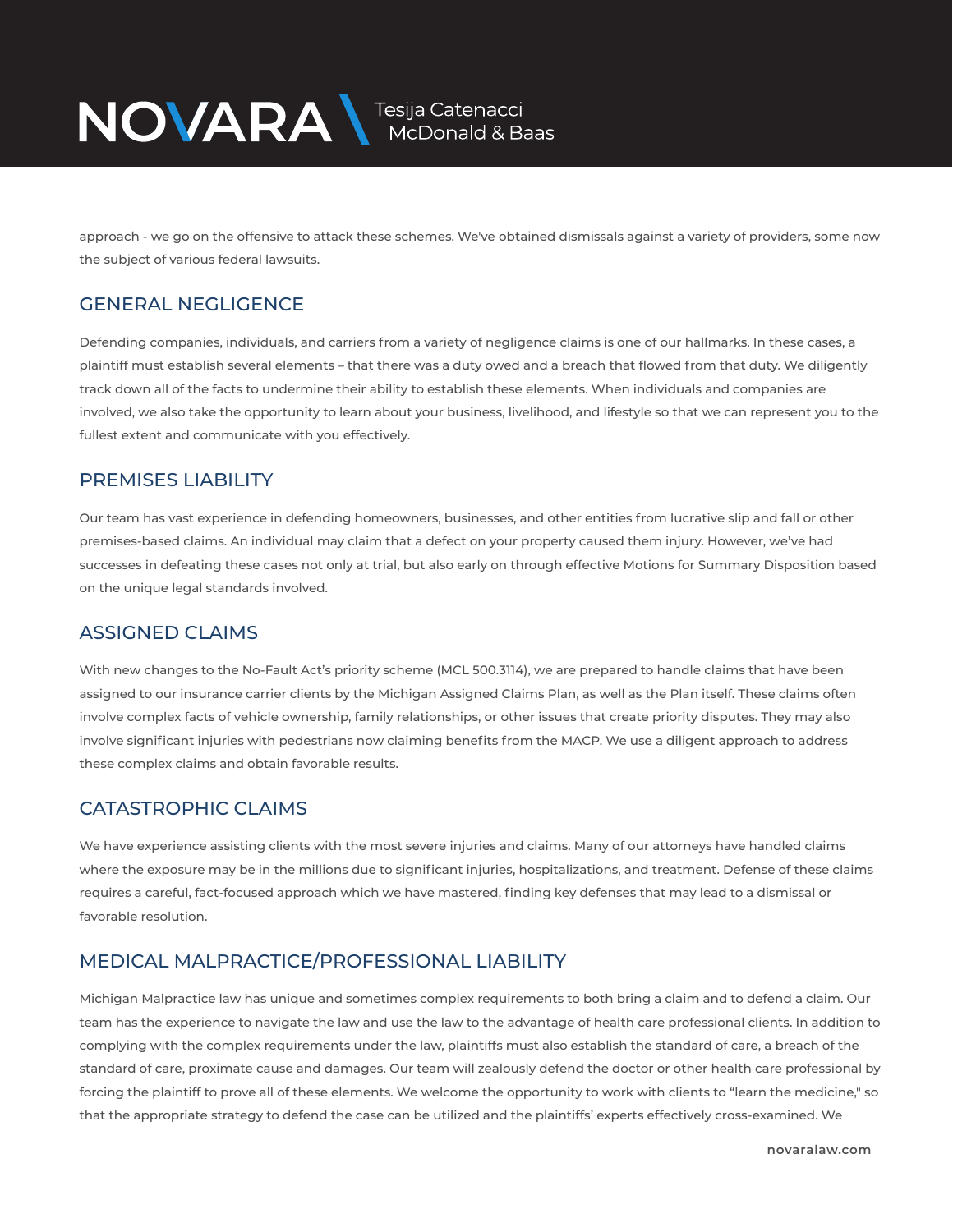approach - we go on the offensive to attack these schemes. We've obtained dismissals against a variety of providers, some now the subject of various federal lawsuits.

## GENERAL NEGLIGENCE

Defending companies, individuals, and carriers from a variety of negligence claims is one of our hallmarks. In these cases, a plaintiff must establish several elements – that there was a duty owed and a breach that flowed from that duty. We diligently track down all of the facts to undermine their ability to establish these elements. When individuals and companies are involved, we also take the opportunity to learn about your business, livelihood, and lifestyle so that we can represent you to the fullest extent and communicate with you effectively.

## PREMISES LIABILITY

Our team has vast experience in defending homeowners, businesses, and other entities from lucrative slip and fall or other premises-based claims. An individual may claim that a defect on your property caused them injury. However, we've had successes in defeating these cases not only at trial, but also early on through effective Motions for Summary Disposition based on the unique legal standards involved.

## ASSIGNED CLAIMS

With new changes to the No-Fault Act's priority scheme (MCL 500.3114), we are prepared to handle claims that have been assigned to our insurance carrier clients by the Michigan Assigned Claims Plan, as well as the Plan itself. These claims often involve complex facts of vehicle ownership, family relationships, or other issues that create priority disputes. They may also involve significant injuries with pedestrians now claiming benefits from the MACP. We use a diligent approach to address these complex claims and obtain favorable results.

## CATASTROPHIC CLAIMS

We have experience assisting clients with the most severe injuries and claims. Many of our attorneys have handled claims where the exposure may be in the millions due to significant injuries, hospitalizations, and treatment. Defense of these claims requires a careful, fact-focused approach which we have mastered, finding key defenses that may lead to a dismissal or favorable resolution.

## MEDICAL MALPRACTICE/PROFESSIONAL LIABILITY

Michigan Malpractice law has unique and sometimes complex requirements to both bring a claim and to defend a claim. Our team has the experience to navigate the law and use the law to the advantage of health care professional clients. In addition to complying with the complex requirements under the law, plaintiffs must also establish the standard of care, a breach of the standard of care, proximate cause and damages. Our team will zealously defend the doctor or other health care professional by forcing the plaintiff to prove all of these elements. We welcome the opportunity to work with clients to "learn the medicine," so that the appropriate strategy to defend the case can be utilized and the plaintiffs' experts effectively cross-examined. We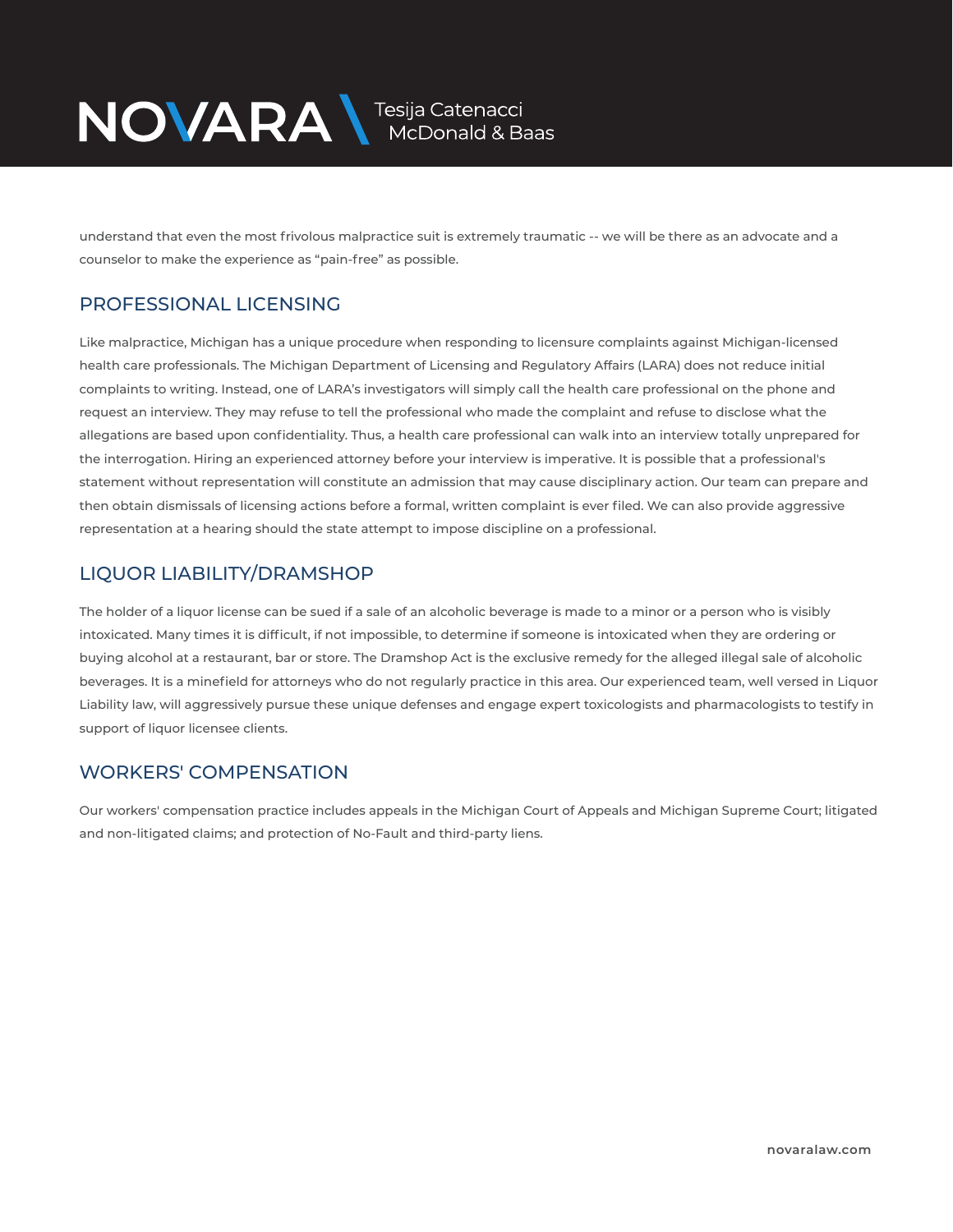understand that even the most frivolous malpractice suit is extremely traumatic -- we will be there as an advocate and a counselor to make the experience as "pain-free" as possible.

## PROFESSIONAL LICENSING

Like malpractice, Michigan has a unique procedure when responding to licensure complaints against Michigan-licensed health care professionals. The Michigan Department of Licensing and Regulatory Affairs (LARA) does not reduce initial complaints to writing. Instead, one of LARA's investigators will simply call the health care professional on the phone and request an interview. They may refuse to tell the professional who made the complaint and refuse to disclose what the allegations are based upon confidentiality. Thus, a health care professional can walk into an interview totally unprepared for the interrogation. Hiring an experienced attorney before your interview is imperative. It is possible that a professional's statement without representation will constitute an admission that may cause disciplinary action. Our team can prepare and then obtain dismissals of licensing actions before a formal, written complaint is ever filed. We can also provide aggressive representation at a hearing should the state attempt to impose discipline on a professional.

## LIQUOR LIABILITY/DRAMSHOP

The holder of a liquor license can be sued if a sale of an alcoholic beverage is made to a minor or a person who is visibly intoxicated. Many times it is difficult, if not impossible, to determine if someone is intoxicated when they are ordering or buying alcohol at a restaurant, bar or store. The Dramshop Act is the exclusive remedy for the alleged illegal sale of alcoholic beverages. It is a minefield for attorneys who do not regularly practice in this area. Our experienced team, well versed in Liquor Liability law, will aggressively pursue these unique defenses and engage expert toxicologists and pharmacologists to testify in support of liquor licensee clients.

## WORKERS' COMPENSATION

Our workers' compensation practice includes appeals in the Michigan Court of Appeals and Michigan Supreme Court; litigated and non-litigated claims; and protection of No-Fault and third-party liens.